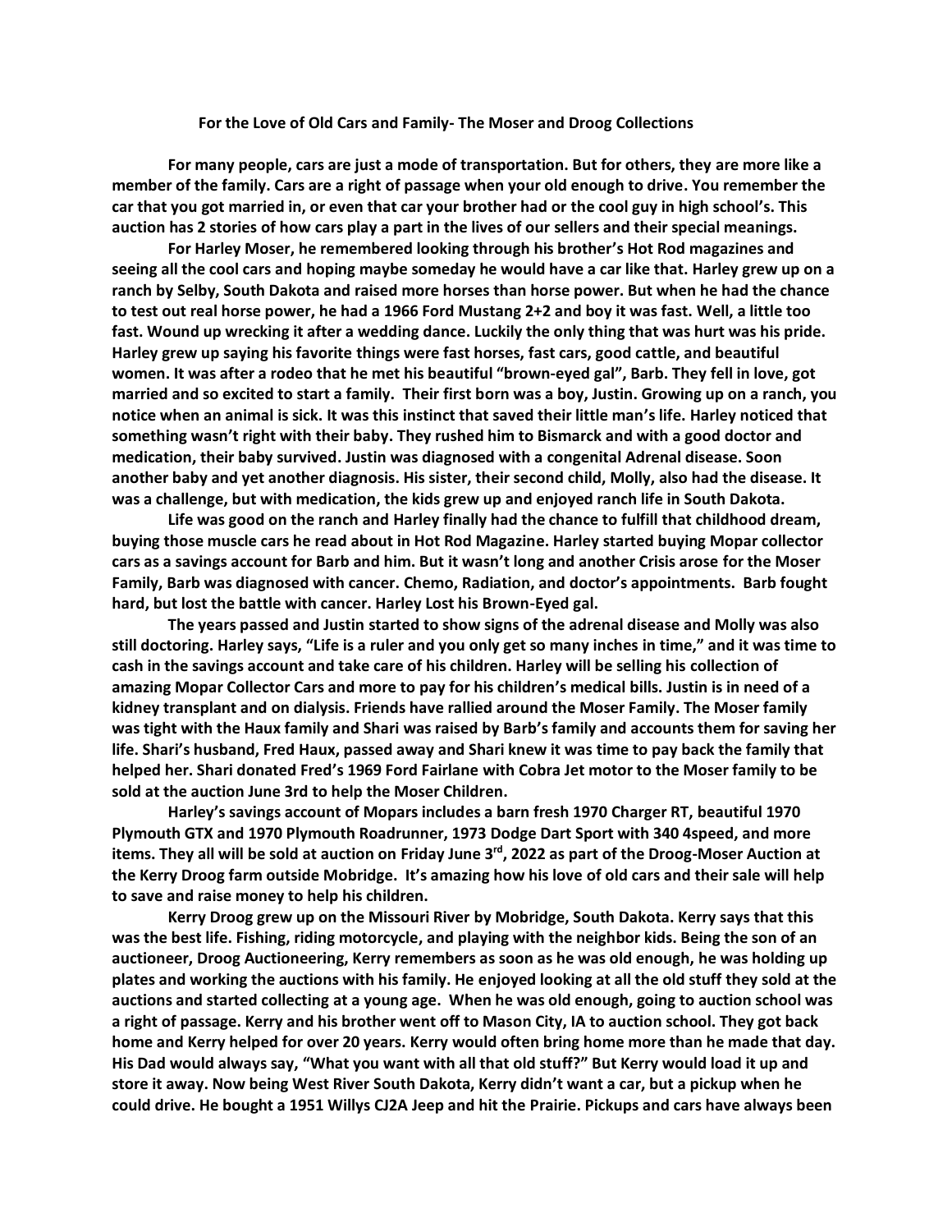# For the Love of Old Cars and Family- The Moser and Droog Collections

**For many people, cars are just a mode of transportation. But for others, they are more like a member of the family. Cars are a right of passage when your old enough to drive. You remember the car that you got married in, or even that car your brother had or the cool guy in high school's. This auction has 2 stories of how cars play a part in the lives of our sellers and their special meanings.**

**For Harley Moser, he remembered looking through his brother's Hot Rod magazines and seeing all the cool cars and hoping maybe someday he would have a car like that. Harley grew up on a ranch by Selby, South Dakota and raised more horses than horse power. But when he had the chance to test out real horse power, he had a 1966 Ford Mustang 2+2 and boy it was fast. Well, a little too fast. Wound up wrecking it after a wedding dance. Luckily the only thing that was hurt was his pride. Harley grew up saying his favorite things were fast horses, fast cars, good cattle, and beautiful women. It was after a rodeo that he met his beautiful "brown-eyed gal", Barb. They fell in love, got married and so excited to start a family. Their first born was a boy, Justin. Growing up on a ranch, you notice when an animal is sick. It was this instinct that saved their little man's life. Harley noticed that something wasn't right with their baby. They rushed him to Bismarck and with a good doctor and medication, their baby survived. Justin was diagnosed with a congenital Adrenal disease. Soon another baby and yet another diagnosis. His sister, their second child, Molly, also had the disease. It was a challenge, but with medication, the kids grew up and enjoyed ranch life in South Dakota.**

**Life was good on the ranch and Harley finally had the chance to fulfill that childhood dream, buying those muscle cars he read about in Hot Rod Magazine. Harley started buying Mopar collector cars as a savings account for Barb and him. But it wasn't long and another Crisis arose for the Moser Family, Barb was diagnosed with cancer. Chemo, Radiation, and doctor's appointments. Barb fought hard, but lost the battle with cancer. Harley Lost his Brown-Eyed gal.**

**The years passed and Justin started to show signs of the adrenal disease and Molly was also still doctoring. Harley says, "Life is a ruler and you only get so many inches in time," and it was time to cash in the savings account and take care of his children. Harley will be selling his collection of amazing Mopar Collector Cars and more to pay for his children's medical bills. Justin is in need of a kidney transplant and on dialysis. Friends have rallied around the Moser Family. The Moser family was tight with the Haux family and Shari was raised by Barb's family and accounts them for saving her life. Shari's husband, Fred Haux, passed away and Shari knew it was time to pay back the family that helped her. Shari donated Fred's 1969 Ford Fairlane with Cobra Jet motor to the Moser family to be sold at the auction June 3rd to help the Moser Children.**

**Harley's savings account of Mopars includes a barn fresh 1970 Charger RT, beautiful 1970 Plymouth GTX and 1970 Plymouth Roadrunner, 1973 Dodge Dart Sport with 340 4speed, and more items. They all will be sold at auction on Friday June 3rd, 2022 as part of the Droog-Moser Auction at the Kerry Droog farm outside Mobridge. It's amazing how his love of old cars and their sale will help to save and raise money to help his children.**

**Kerry Droog grew up on the Missouri River by Mobridge, South Dakota. Kerry says that this was the best life. Fishing, riding motorcycle, and playing with the neighbor kids. Being the son of an auctioneer, Droog Auctioneering, Kerry remembers as soon as he was old enough, he was holding up plates and working the auctions with his family. He enjoyed looking at all the old stuff they sold at the auctions and started collecting at a young age. When he was old enough, going to auction school was a right of passage. Kerry and his brother went off to Mason City, IA to auction school. They got back home and Kerry helped for over 20 years. Kerry would often bring home more than he made that day. His Dad would always say, "What you want with all that old stuff?" But Kerry would load it up and store it away. Now being West River South Dakota, Kerry didn't want a car, but a pickup when he could drive. He bought a 1951 Willys CJ2A Jeep and hit the Prairie. Pickups and cars have always been**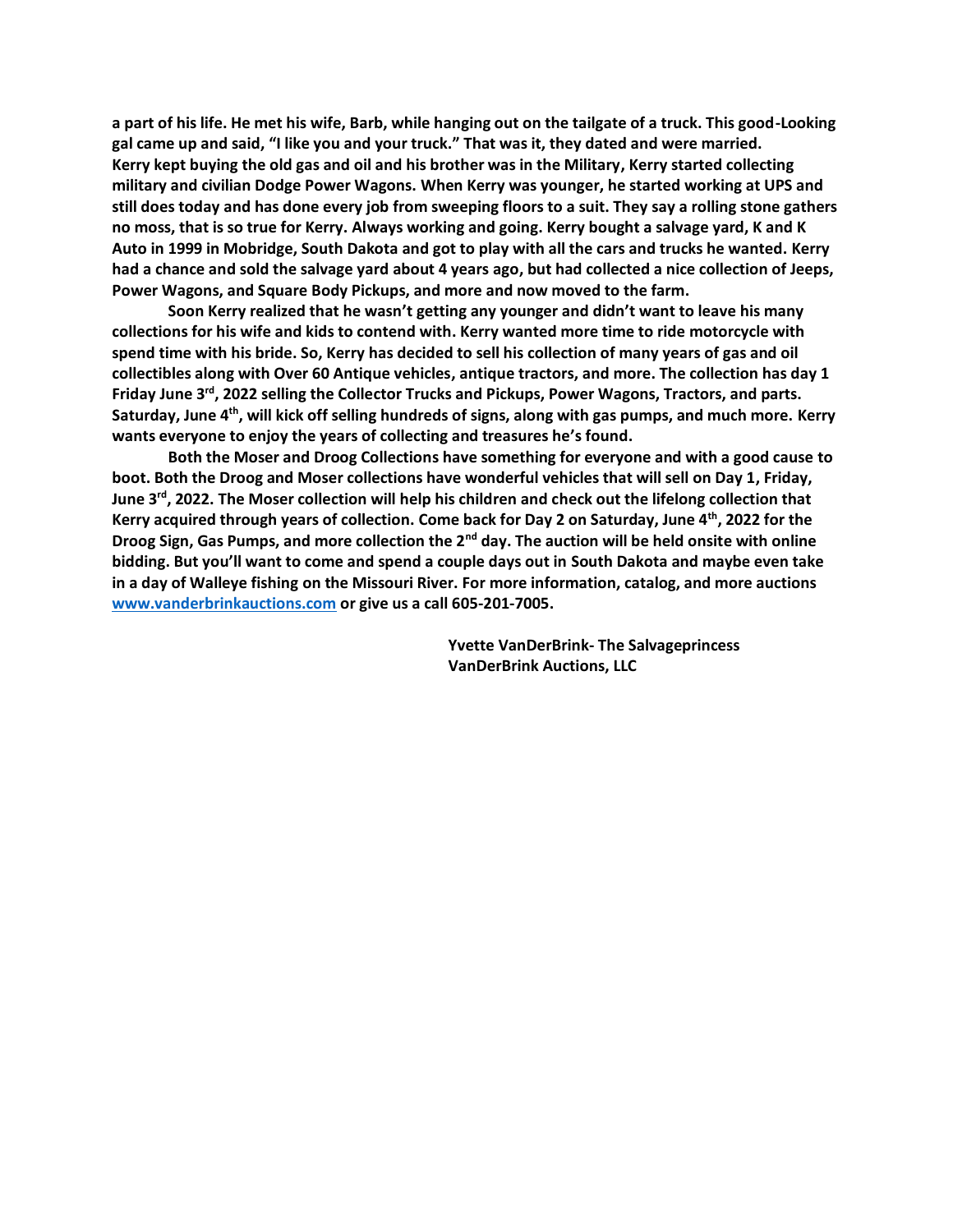**a part of his life. He met his wife, Barb, while hanging out on the tailgate of a truck. This good-Looking gal came up and said, "I like you and your truck." That was it, they dated and were married. Kerry kept buying the old gas and oil and his brother was in the Military, Kerry started collecting military and civilian Dodge Power Wagons. When Kerry was younger, he started working at UPS and still does today and has done every job from sweeping floors to a suit. They say a rolling stone gathers no moss, that is so true for Kerry. Always working and going. Kerry bought a salvage yard, K and K Auto in 1999 in Mobridge, South Dakota and got to play with all the cars and trucks he wanted. Kerry had a chance and sold the salvage yard about 4 years ago, but had collected a nice collection of Jeeps, Power Wagons, and Square Body Pickups, and more and now moved to the farm.**

**Soon Kerry realized that he wasn't getting any younger and didn't want to leave his many collections for his wife and kids to contend with. Kerry wanted more time to ride motorcycle with spend time with his bride. So, Kerry has decided to sell his collection of many years of gas and oil collectibles along with Over 60 Antique vehicles, antique tractors, and more. The collection has day 1 Friday June 3rd, 2022 selling the Collector Trucks and Pickups, Power Wagons, Tractors, and parts. Saturday, June 4th, will kick off selling hundreds of signs, along with gas pumps, and much more. Kerry wants everyone to enjoy the years of collecting and treasures he's found.**

**Both the Moser and Droog Collections have something for everyone and with a good cause to boot. Both the Droog and Moser collections have wonderful vehicles that will sell on Day 1, Friday, June 3rd, 2022. The Moser collection will help his children and check out the lifelong collection that Kerry acquired through years of collection. Come back for Day 2 on Saturday, June 4th, 2022 for the Droog Sign, Gas Pumps, and more collection the 2nd day. The auction will be held onsite with online bidding. But you'll want to come and spend a couple days out in South Dakota and maybe even take in a day of Walleye fishing on the Missouri River. For more information, catalog, and more auctions [www.vanderbrinkauctions.com](http://www.vanderbrinkauctions.com) or give us a call 605-201-7005.**

**Yvette VanDerBrink- The Salvageprincess**
**VanDerBrink Auctions, LLC**